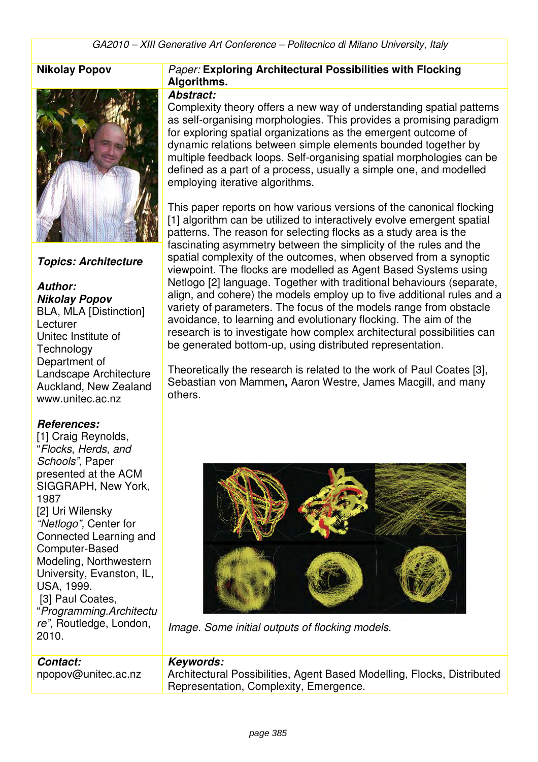**Nikolay Popov**

*Paper:* **Exploring Architectural Possibilities with Flocking Algorithms.**

***Abstract:***

Complexity theory offers a new way of understanding spatial patterns as self-organising morphologies. This provides a promising paradigm for exploring spatial organizations as the emergent outcome of dynamic relations between simple elements bounded together by multiple feedback loops. Self-organising spatial morphologies can be defined as a part of a process, usually a simple one, and modelled employing iterative algorithms.

This paper reports on how various versions of the canonical flocking [1] algorithm can be utilized to interactively evolve emergent spatial patterns. The reason for selecting flocks as a study area is the fascinating asymmetry between the simplicity of the rules and the spatial complexity of the outcomes, when observed from a synoptic viewpoint. The flocks are modelled as Agent Based Systems using Netlogo [2] language. Together with traditional behaviours (separate, align, and cohere) the models employ up to five additional rules and a variety of parameters. The focus of the models range from obstacle avoidance, to learning and evolutionary flocking. The aim of the research is to investigate how complex architectural possibilities can be generated bottom-up, using distributed representation.

Theoretically the research is related to the work of Paul Coates [3], Sebastian von Mammen**,** Aaron Westre, James Macgill, and many others.

*Image. Some initial outputs of flocking models.*

***Topics: Architecture***

***Author:***
***Nikolay Popov***
BLA, MLA [Distinction]
Lecturer
Unitec Institute of Technology
Department of Landscape Architecture
Auckland, New Zealand
www.unitec.ac.nz

***References:***

[1] Craig Reynolds, "*Flocks, Herds, and Schools"*, Paper presented at the ACM SIGGRAPH, New York, 1987

[2] Uri Wilensky *"Netlogo",* Center for Connected Learning and Computer-Based Modeling, Northwestern University, Evanston, IL, USA, 1999.

[3] Paul Coates, "*Programming.Architecture"*, Routledge, London, 2010.

***Contact:***
npopov@unitec.ac.nz

***Keywords:***
Architectural Possibilities, Agent Based Modelling, Flocks, Distributed Representation, Complexity, Emergence.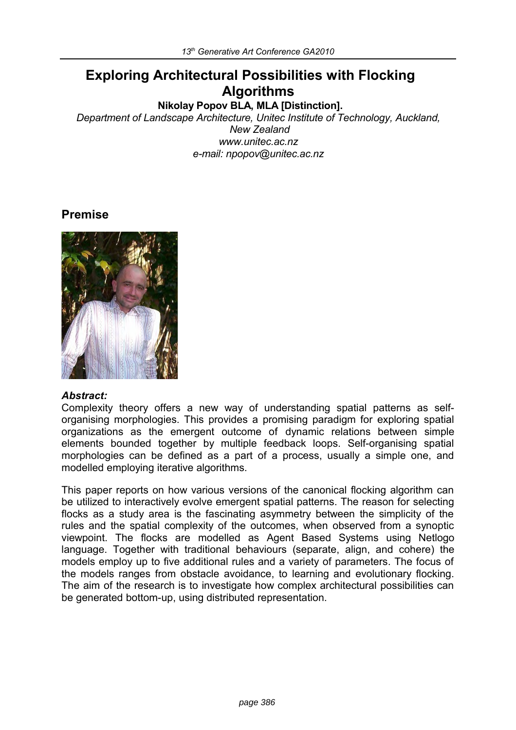# Exploring Architectural Possibilities with Flocking Algorithms

**Nikolay Popov BLA, MLA [Distinction].**

*Department of Landscape Architecture, Unitec Institute of Technology, Auckland, New Zealand*
*www.unitec.ac.nz*
*e-mail: npopov@unitec.ac.nz*

## Premise

***Abstract:***

Complexity theory offers a new way of understanding spatial patterns as self-organising morphologies. This provides a promising paradigm for exploring spatial organizations as the emergent outcome of dynamic relations between simple elements bounded together by multiple feedback loops. Self-organising spatial morphologies can be defined as a part of a process, usually a simple one, and modelled employing iterative algorithms.

This paper reports on how various versions of the canonical flocking algorithm can be utilized to interactively evolve emergent spatial patterns. The reason for selecting flocks as a study area is the fascinating asymmetry between the simplicity of the rules and the spatial complexity of the outcomes, when observed from a synoptic viewpoint. The flocks are modelled as Agent Based Systems using Netlogo language. Together with traditional behaviours (separate, align, and cohere) the models employ up to five additional rules and a variety of parameters. The focus of the models ranges from obstacle avoidance, to learning and evolutionary flocking. The aim of the research is to investigate how complex architectural possibilities can be generated bottom-up, using distributed representation.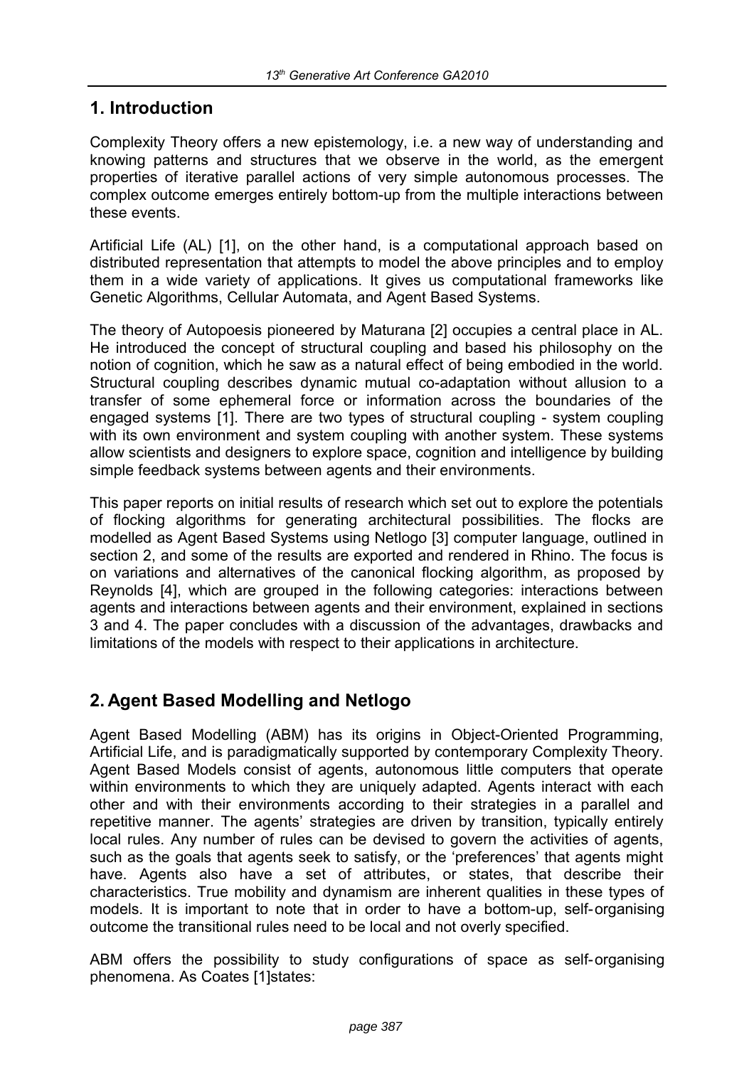## 1. Introduction

Complexity Theory offers a new epistemology, i.e. a new way of understanding and knowing patterns and structures that we observe in the world, as the emergent properties of iterative parallel actions of very simple autonomous processes. The complex outcome emerges entirely bottom-up from the multiple interactions between these events.

Artificial Life (AL) [1], on the other hand, is a computational approach based on distributed representation that attempts to model the above principles and to employ them in a wide variety of applications. It gives us computational frameworks like Genetic Algorithms, Cellular Automata, and Agent Based Systems.

The theory of Autopoesis pioneered by Maturana [2] occupies a central place in AL. He introduced the concept of structural coupling and based his philosophy on the notion of cognition, which he saw as a natural effect of being embodied in the world. Structural coupling describes dynamic mutual co-adaptation without allusion to a transfer of some ephemeral force or information across the boundaries of the engaged systems [1]. There are two types of structural coupling - system coupling with its own environment and system coupling with another system. These systems allow scientists and designers to explore space, cognition and intelligence by building simple feedback systems between agents and their environments.

This paper reports on initial results of research which set out to explore the potentials of flocking algorithms for generating architectural possibilities. The flocks are modelled as Agent Based Systems using Netlogo [3] computer language, outlined in section 2, and some of the results are exported and rendered in Rhino. The focus is on variations and alternatives of the canonical flocking algorithm, as proposed by Reynolds [4], which are grouped in the following categories: interactions between agents and interactions between agents and their environment, explained in sections 3 and 4. The paper concludes with a discussion of the advantages, drawbacks and limitations of the models with respect to their applications in architecture.

## 2. Agent Based Modelling and Netlogo

Agent Based Modelling (ABM) has its origins in Object-Oriented Programming, Artificial Life, and is paradigmatically supported by contemporary Complexity Theory. Agent Based Models consist of agents, autonomous little computers that operate within environments to which they are uniquely adapted. Agents interact with each other and with their environments according to their strategies in a parallel and repetitive manner. The agents' strategies are driven by transition, typically entirely local rules. Any number of rules can be devised to govern the activities of agents, such as the goals that agents seek to satisfy, or the 'preferences' that agents might have. Agents also have a set of attributes, or states, that describe their characteristics. True mobility and dynamism are inherent qualities in these types of models. It is important to note that in order to have a bottom-up, self-organising outcome the transitional rules need to be local and not overly specified.

ABM offers the possibility to study configurations of space as self-organising phenomena. As Coates [1]states: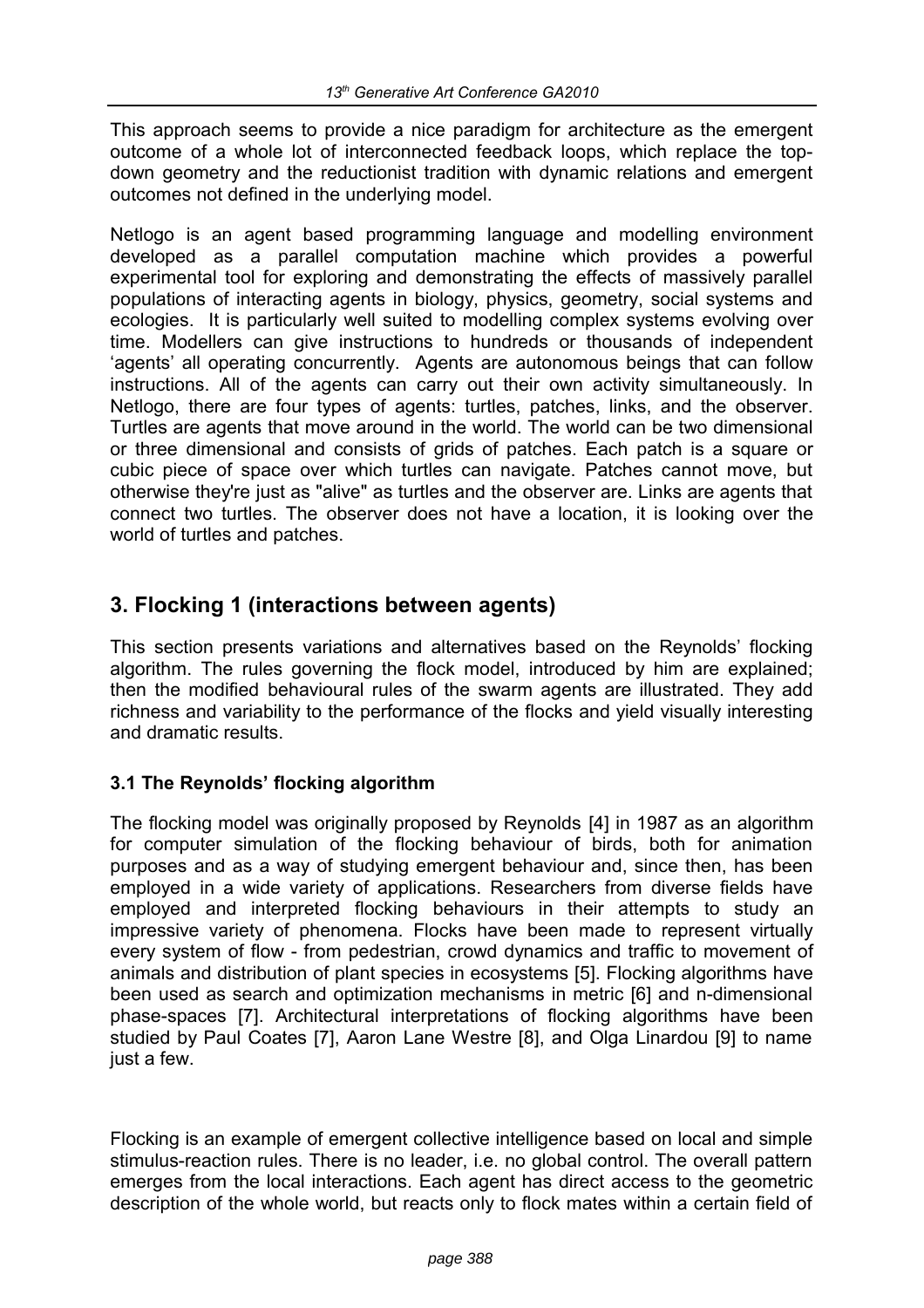This approach seems to provide a nice paradigm for architecture as the emergent outcome of a whole lot of interconnected feedback loops, which replace the top-down geometry and the reductionist tradition with dynamic relations and emergent outcomes not defined in the underlying model.

Netlogo is an agent based programming language and modelling environment developed as a parallel computation machine which provides a powerful experimental tool for exploring and demonstrating the effects of massively parallel populations of interacting agents in biology, physics, geometry, social systems and ecologies. It is particularly well suited to modelling complex systems evolving over time. Modellers can give instructions to hundreds or thousands of independent 'agents' all operating concurrently. Agents are autonomous beings that can follow instructions. All of the agents can carry out their own activity simultaneously. In Netlogo, there are four types of agents: turtles, patches, links, and the observer. Turtles are agents that move around in the world. The world can be two dimensional or three dimensional and consists of grids of patches. Each patch is a square or cubic piece of space over which turtles can navigate. Patches cannot move, but otherwise they're just as "alive" as turtles and the observer are. Links are agents that connect two turtles. The observer does not have a location, it is looking over the world of turtles and patches.

## 3. Flocking 1 (interactions between agents)

This section presents variations and alternatives based on the Reynolds' flocking algorithm. The rules governing the flock model, introduced by him are explained; then the modified behavioural rules of the swarm agents are illustrated. They add richness and variability to the performance of the flocks and yield visually interesting and dramatic results.

### 3.1 The Reynolds' flocking algorithm

The flocking model was originally proposed by Reynolds [4] in 1987 as an algorithm for computer simulation of the flocking behaviour of birds, both for animation purposes and as a way of studying emergent behaviour and, since then, has been employed in a wide variety of applications. Researchers from diverse fields have employed and interpreted flocking behaviours in their attempts to study an impressive variety of phenomena. Flocks have been made to represent virtually every system of flow - from pedestrian, crowd dynamics and traffic to movement of animals and distribution of plant species in ecosystems [5]. Flocking algorithms have been used as search and optimization mechanisms in metric [6] and n-dimensional phase-spaces [7]. Architectural interpretations of flocking algorithms have been studied by Paul Coates [7], Aaron Lane Westre [8], and Olga Linardou [9] to name just a few.

Flocking is an example of emergent collective intelligence based on local and simple stimulus-reaction rules. There is no leader, i.e. no global control. The overall pattern emerges from the local interactions. Each agent has direct access to the geometric description of the whole world, but reacts only to flock mates within a certain field of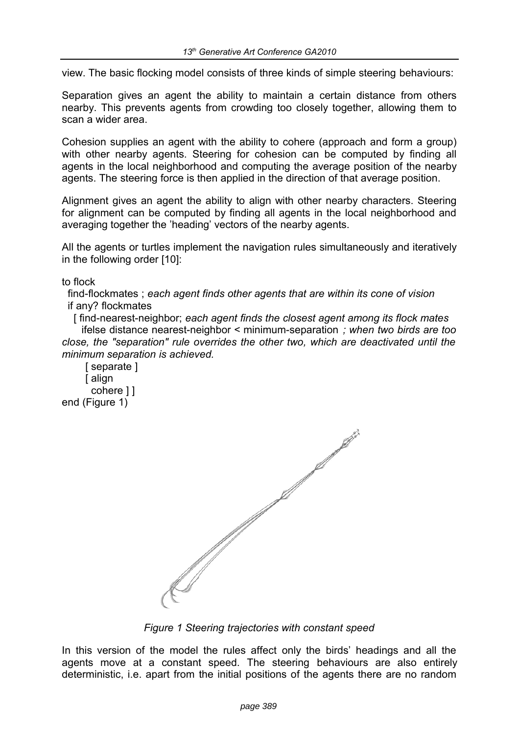view. The basic flocking model consists of three kinds of simple steering behaviours:

Separation gives an agent the ability to maintain a certain distance from others nearby. This prevents agents from crowding too closely together, allowing them to scan a wider area.

Cohesion supplies an agent with the ability to cohere (approach and form a group) with other nearby agents. Steering for cohesion can be computed by finding all agents in the local neighborhood and computing the average position of the nearby agents. The steering force is then applied in the direction of that average position.

Alignment gives an agent the ability to align with other nearby characters. Steering for alignment can be computed by finding all agents in the local neighborhood and averaging together the 'heading' vectors of the nearby agents.

All the agents or turtles implement the navigation rules simultaneously and iteratively in the following order [10]:

```
to flock
  find-flockmates ; each agent finds other agents that are within its cone of vision
  if any? flockmates
    [ find-nearest-neighbor; each agent finds the closest agent among its flock mates
      ifelse distance nearest-neighbor < minimum-separation ; when two birds are too close, the "separation" rule overrides the other two, which are deactivated until the minimum separation is achieved.
        [ separate ]
        [ align
          cohere ] ]
end (Figure 1)
```

*Figure 1 Steering trajectories with constant speed*

In this version of the model the rules affect only the birds' headings and all the agents move at a constant speed. The steering behaviours are also entirely deterministic, i.e. apart from the initial positions of the agents there are no random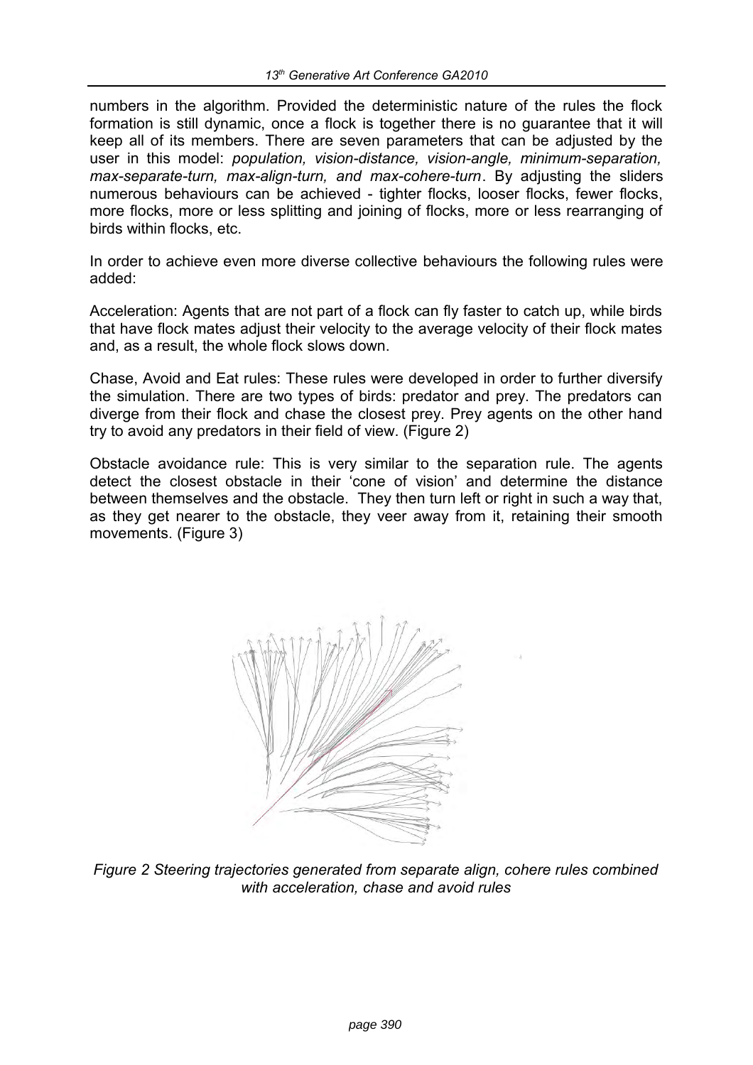numbers in the algorithm. Provided the deterministic nature of the rules the flock formation is still dynamic, once a flock is together there is no guarantee that it will keep all of its members. There are seven parameters that can be adjusted by the user in this model: *population, vision-distance, vision-angle, minimum-separation, max-separate-turn, max-align-turn, and max-cohere-turn*. By adjusting the sliders numerous behaviours can be achieved - tighter flocks, looser flocks, fewer flocks, more flocks, more or less splitting and joining of flocks, more or less rearranging of birds within flocks, etc.

In order to achieve even more diverse collective behaviours the following rules were added:

Acceleration: Agents that are not part of a flock can fly faster to catch up, while birds that have flock mates adjust their velocity to the average velocity of their flock mates and, as a result, the whole flock slows down.

Chase, Avoid and Eat rules: These rules were developed in order to further diversify the simulation. There are two types of birds: predator and prey. The predators can diverge from their flock and chase the closest prey. Prey agents on the other hand try to avoid any predators in their field of view. (Figure 2)

Obstacle avoidance rule: This is very similar to the separation rule. The agents detect the closest obstacle in their 'cone of vision' and determine the distance between themselves and the obstacle. They then turn left or right in such a way that, as they get nearer to the obstacle, they veer away from it, retaining their smooth movements. (Figure 3)

*Figure 2 Steering trajectories generated from separate align, cohere rules combined with acceleration, chase and avoid rules*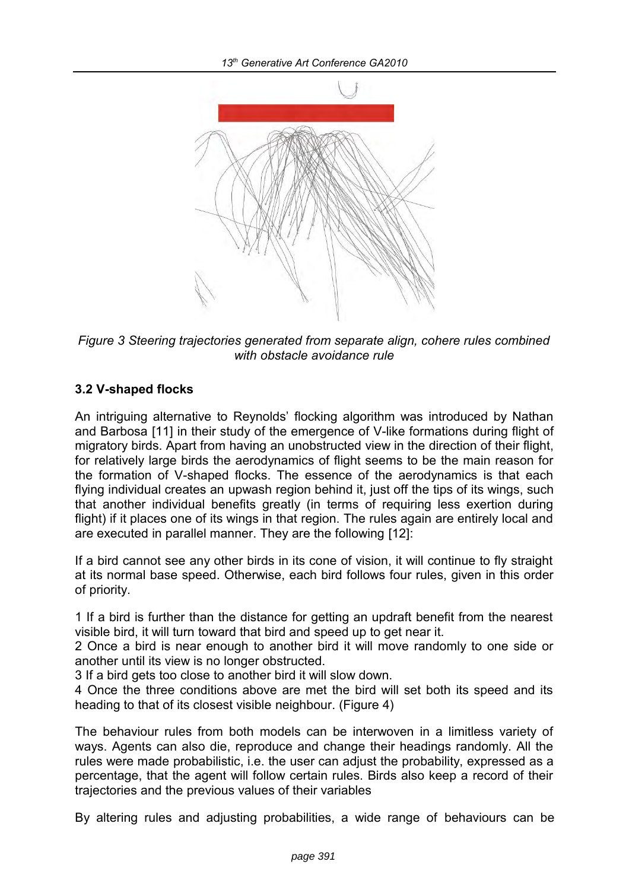*Figure 3 Steering trajectories generated from separate align, cohere rules combined with obstacle avoidance rule*

### 3.2 V-shaped flocks

An intriguing alternative to Reynolds' flocking algorithm was introduced by Nathan and Barbosa [11] in their study of the emergence of V-like formations during flight of migratory birds. Apart from having an unobstructed view in the direction of their flight, for relatively large birds the aerodynamics of flight seems to be the main reason for the formation of V-shaped flocks. The essence of the aerodynamics is that each flying individual creates an upwash region behind it, just off the tips of its wings, such that another individual benefits greatly (in terms of requiring less exertion during flight) if it places one of its wings in that region. The rules again are entirely local and are executed in parallel manner. They are the following [12]:

If a bird cannot see any other birds in its cone of vision, it will continue to fly straight at its normal base speed. Otherwise, each bird follows four rules, given in this order of priority.

1 If a bird is further than the distance for getting an updraft benefit from the nearest visible bird, it will turn toward that bird and speed up to get near it.
2 Once a bird is near enough to another bird it will move randomly to one side or another until its view is no longer obstructed.
3 If a bird gets too close to another bird it will slow down.
4 Once the three conditions above are met the bird will set both its speed and its heading to that of its closest visible neighbour. (Figure 4)

The behaviour rules from both models can be interwoven in a limitless variety of ways. Agents can also die, reproduce and change their headings randomly. All the rules were made probabilistic, i.e. the user can adjust the probability, expressed as a percentage, that the agent will follow certain rules. Birds also keep a record of their trajectories and the previous values of their variables

By altering rules and adjusting probabilities, a wide range of behaviours can be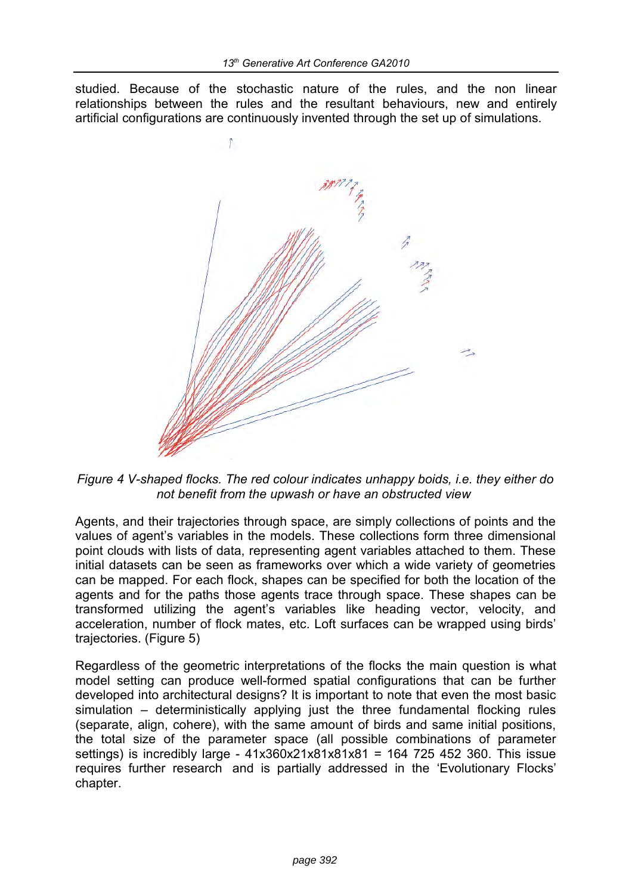studied. Because of the stochastic nature of the rules, and the non linear relationships between the rules and the resultant behaviours, new and entirely artificial configurations are continuously invented through the set up of simulations.

*Figure 4 V-shaped flocks. The red colour indicates unhappy boids, i.e. they either do not benefit from the upwash or have an obstructed view*

Agents, and their trajectories through space, are simply collections of points and the values of agent's variables in the models. These collections form three dimensional point clouds with lists of data, representing agent variables attached to them. These initial datasets can be seen as frameworks over which a wide variety of geometries can be mapped. For each flock, shapes can be specified for both the location of the agents and for the paths those agents trace through space. These shapes can be transformed utilizing the agent's variables like heading vector, velocity, and acceleration, number of flock mates, etc. Loft surfaces can be wrapped using birds' trajectories. (Figure 5)

Regardless of the geometric interpretations of the flocks the main question is what model setting can produce well-formed spatial configurations that can be further developed into architectural designs? It is important to note that even the most basic simulation – deterministically applying just the three fundamental flocking rules (separate, align, cohere), with the same amount of birds and same initial positions, the total size of the parameter space (all possible combinations of parameter settings) is incredibly large - 41x360x21x81x81x81 = 164 725 452 360. This issue requires further research and is partially addressed in the 'Evolutionary Flocks' chapter.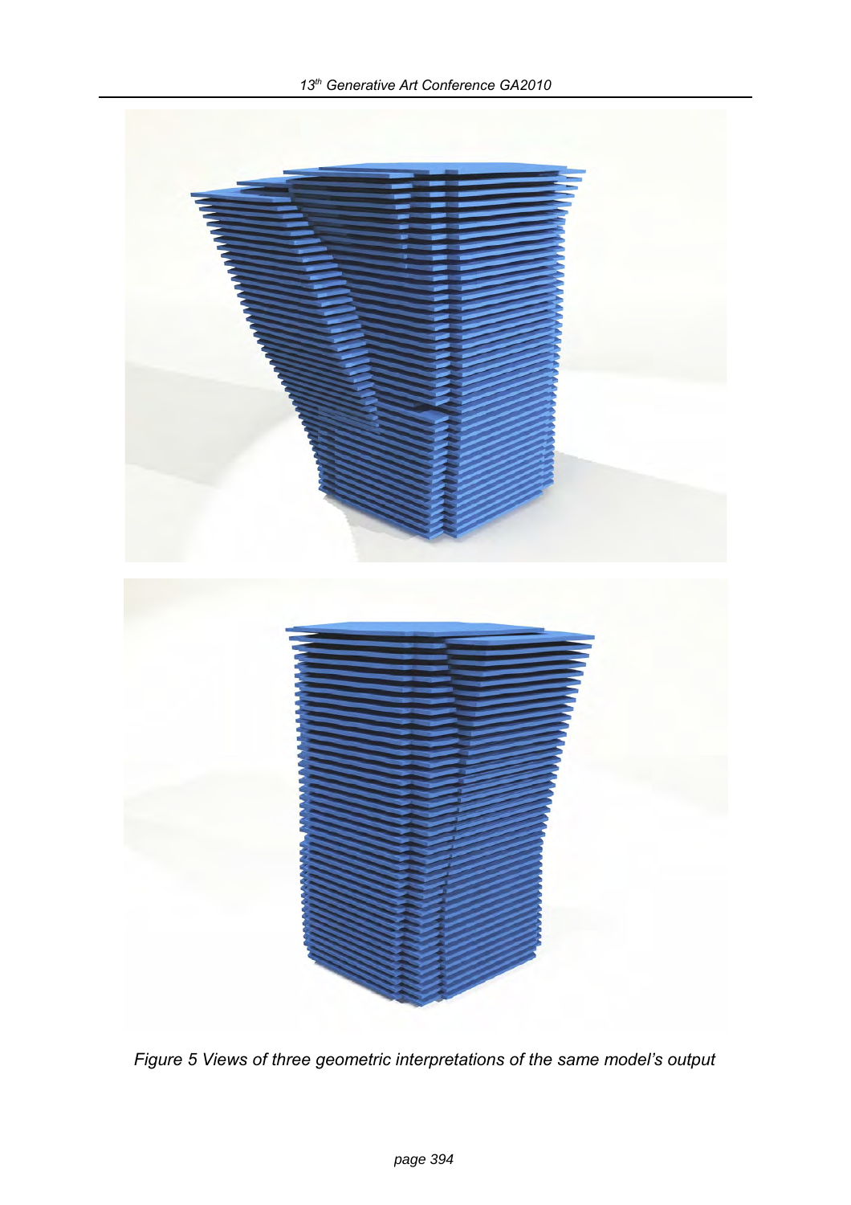*Figure 5 Views of three geometric interpretations of the same model's output*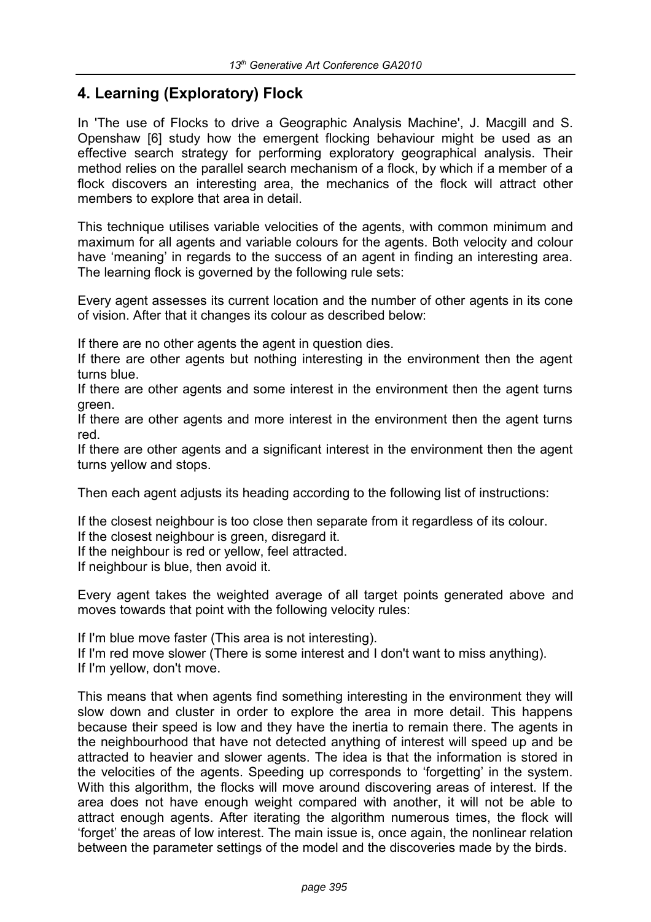## 4. Learning (Exploratory) Flock

In 'The use of Flocks to drive a Geographic Analysis Machine', J. Macgill and S. Openshaw [6] study how the emergent flocking behaviour might be used as an effective search strategy for performing exploratory geographical analysis. Their method relies on the parallel search mechanism of a flock, by which if a member of a flock discovers an interesting area, the mechanics of the flock will attract other members to explore that area in detail.

This technique utilises variable velocities of the agents, with common minimum and maximum for all agents and variable colours for the agents. Both velocity and colour have 'meaning' in regards to the success of an agent in finding an interesting area. The learning flock is governed by the following rule sets:

Every agent assesses its current location and the number of other agents in its cone of vision. After that it changes its colour as described below:

If there are no other agents the agent in question dies.
If there are other agents but nothing interesting in the environment then the agent turns blue.
If there are other agents and some interest in the environment then the agent turns green.
If there are other agents and more interest in the environment then the agent turns red.
If there are other agents and a significant interest in the environment then the agent turns yellow and stops.

Then each agent adjusts its heading according to the following list of instructions:

If the closest neighbour is too close then separate from it regardless of its colour.
If the closest neighbour is green, disregard it.
If the neighbour is red or yellow, feel attracted.
If neighbour is blue, then avoid it.

Every agent takes the weighted average of all target points generated above and moves towards that point with the following velocity rules:

If I'm blue move faster (This area is not interesting).
If I'm red move slower (There is some interest and I don't want to miss anything).
If I'm yellow, don't move.

This means that when agents find something interesting in the environment they will slow down and cluster in order to explore the area in more detail. This happens because their speed is low and they have the inertia to remain there. The agents in the neighbourhood that have not detected anything of interest will speed up and be attracted to heavier and slower agents. The idea is that the information is stored in the velocities of the agents. Speeding up corresponds to 'forgetting' in the system. With this algorithm, the flocks will move around discovering areas of interest. If the area does not have enough weight compared with another, it will not be able to attract enough agents. After iterating the algorithm numerous times, the flock will 'forget' the areas of low interest. The main issue is, once again, the nonlinear relation between the parameter settings of the model and the discoveries made by the birds.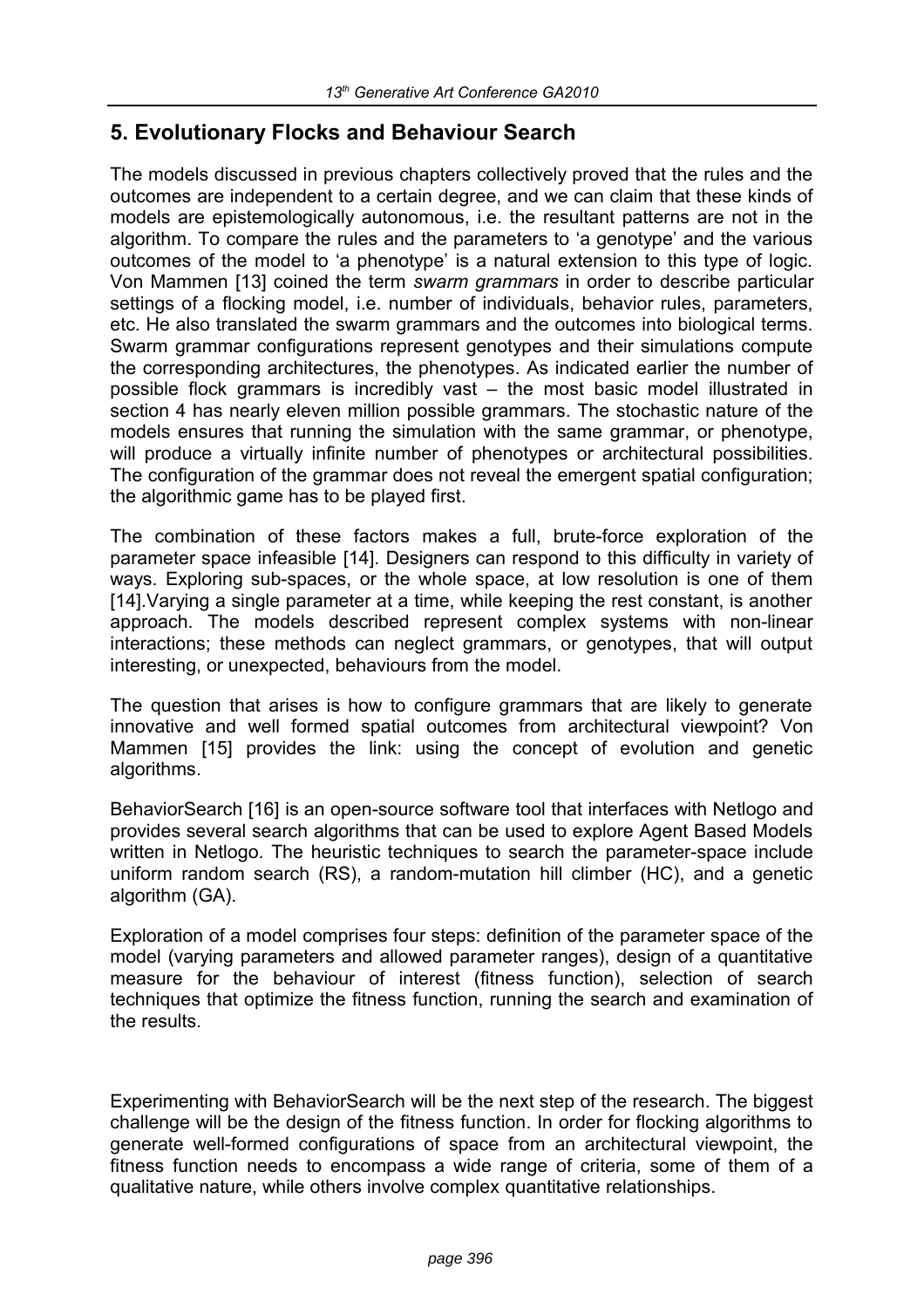## 5. Evolutionary Flocks and Behaviour Search

The models discussed in previous chapters collectively proved that the rules and the outcomes are independent to a certain degree, and we can claim that these kinds of models are epistemologically autonomous, i.e. the resultant patterns are not in the algorithm. To compare the rules and the parameters to 'a genotype' and the various outcomes of the model to 'a phenotype' is a natural extension to this type of logic. Von Mammen [13] coined the term *swarm grammars* in order to describe particular settings of a flocking model, i.e. number of individuals, behavior rules, parameters, etc. He also translated the swarm grammars and the outcomes into biological terms. Swarm grammar configurations represent genotypes and their simulations compute the corresponding architectures, the phenotypes. As indicated earlier the number of possible flock grammars is incredibly vast – the most basic model illustrated in section 4 has nearly eleven million possible grammars. The stochastic nature of the models ensures that running the simulation with the same grammar, or phenotype, will produce a virtually infinite number of phenotypes or architectural possibilities. The configuration of the grammar does not reveal the emergent spatial configuration; the algorithmic game has to be played first.

The combination of these factors makes a full, brute-force exploration of the parameter space infeasible [14]. Designers can respond to this difficulty in variety of ways. Exploring sub-spaces, or the whole space, at low resolution is one of them [14].Varying a single parameter at a time, while keeping the rest constant, is another approach. The models described represent complex systems with non-linear interactions; these methods can neglect grammars, or genotypes, that will output interesting, or unexpected, behaviours from the model.

The question that arises is how to configure grammars that are likely to generate innovative and well formed spatial outcomes from architectural viewpoint? Von Mammen [15] provides the link: using the concept of evolution and genetic algorithms.

BehaviorSearch [16] is an open-source software tool that interfaces with Netlogo and provides several search algorithms that can be used to explore Agent Based Models written in Netlogo. The heuristic techniques to search the parameter-space include uniform random search (RS), a random-mutation hill climber (HC), and a genetic algorithm (GA).

Exploration of a model comprises four steps: definition of the parameter space of the model (varying parameters and allowed parameter ranges), design of a quantitative measure for the behaviour of interest (fitness function), selection of search techniques that optimize the fitness function, running the search and examination of the results.

Experimenting with BehaviorSearch will be the next step of the research. The biggest challenge will be the design of the fitness function. In order for flocking algorithms to generate well-formed configurations of space from an architectural viewpoint, the fitness function needs to encompass a wide range of criteria, some of them of a qualitative nature, while others involve complex quantitative relationships.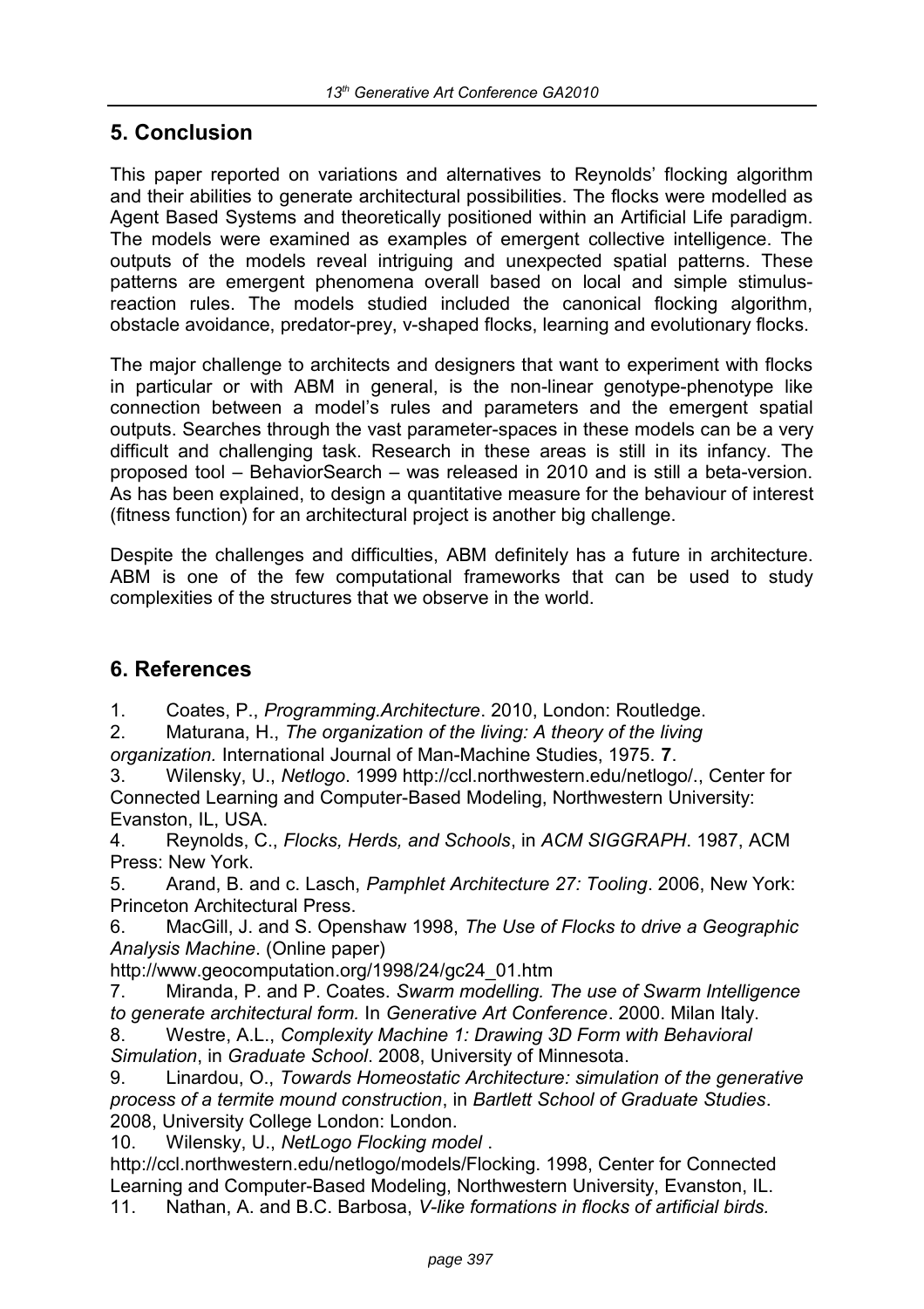## 5. Conclusion

This paper reported on variations and alternatives to Reynolds' flocking algorithm and their abilities to generate architectural possibilities. The flocks were modelled as Agent Based Systems and theoretically positioned within an Artificial Life paradigm. The models were examined as examples of emergent collective intelligence. The outputs of the models reveal intriguing and unexpected spatial patterns. These patterns are emergent phenomena overall based on local and simple stimulus-reaction rules. The models studied included the canonical flocking algorithm, obstacle avoidance, predator-prey, v-shaped flocks, learning and evolutionary flocks.

The major challenge to architects and designers that want to experiment with flocks in particular or with ABM in general, is the non-linear genotype-phenotype like connection between a model's rules and parameters and the emergent spatial outputs. Searches through the vast parameter-spaces in these models can be a very difficult and challenging task. Research in these areas is still in its infancy. The proposed tool – BehaviorSearch – was released in 2010 and is still a beta-version. As has been explained, to design a quantitative measure for the behaviour of interest (fitness function) for an architectural project is another big challenge.

Despite the challenges and difficulties, ABM definitely has a future in architecture. ABM is one of the few computational frameworks that can be used to study complexities of the structures that we observe in the world.

## 6. References

1. Coates, P., *Programming.Architecture*. 2010, London: Routledge.
2. Maturana, H., *The organization of the living: A theory of the living organization.* International Journal of Man-Machine Studies, 1975. **7**.
3. Wilensky, U., *Netlogo*. 1999 http://ccl.northwestern.edu/netlogo/., Center for Connected Learning and Computer-Based Modeling, Northwestern University: Evanston, IL, USA.
4. Reynolds, C., *Flocks, Herds, and Schools*, in *ACM SIGGRAPH*. 1987, ACM Press: New York.
5. Arand, B. and c. Lasch, *Pamphlet Architecture 27: Tooling*. 2006, New York: Princeton Architectural Press.
6. MacGill, J. and S. Openshaw 1998, *The Use of Flocks to drive a Geographic Analysis Machine*. (Online paper) http://www.geocomputation.org/1998/24/gc24_01.htm
7. Miranda, P. and P. Coates. *Swarm modelling. The use of Swarm Intelligence to generate architectural form.* In *Generative Art Conference*. 2000. Milan Italy.
8. Westre, A.L., *Complexity Machine 1: Drawing 3D Form with Behavioral Simulation*, in *Graduate School*. 2008, University of Minnesota.
9. Linardou, O., *Towards Homeostatic Architecture: simulation of the generative process of a termite mound construction*, in *Bartlett School of Graduate Studies*. 2008, University College London: London.
10. Wilensky, U., *NetLogo Flocking model* . http://ccl.northwestern.edu/netlogo/models/Flocking. 1998, Center for Connected Learning and Computer-Based Modeling, Northwestern University, Evanston, IL.
11. Nathan, A. and B.C. Barbosa, *V-like formations in flocks of artificial birds.*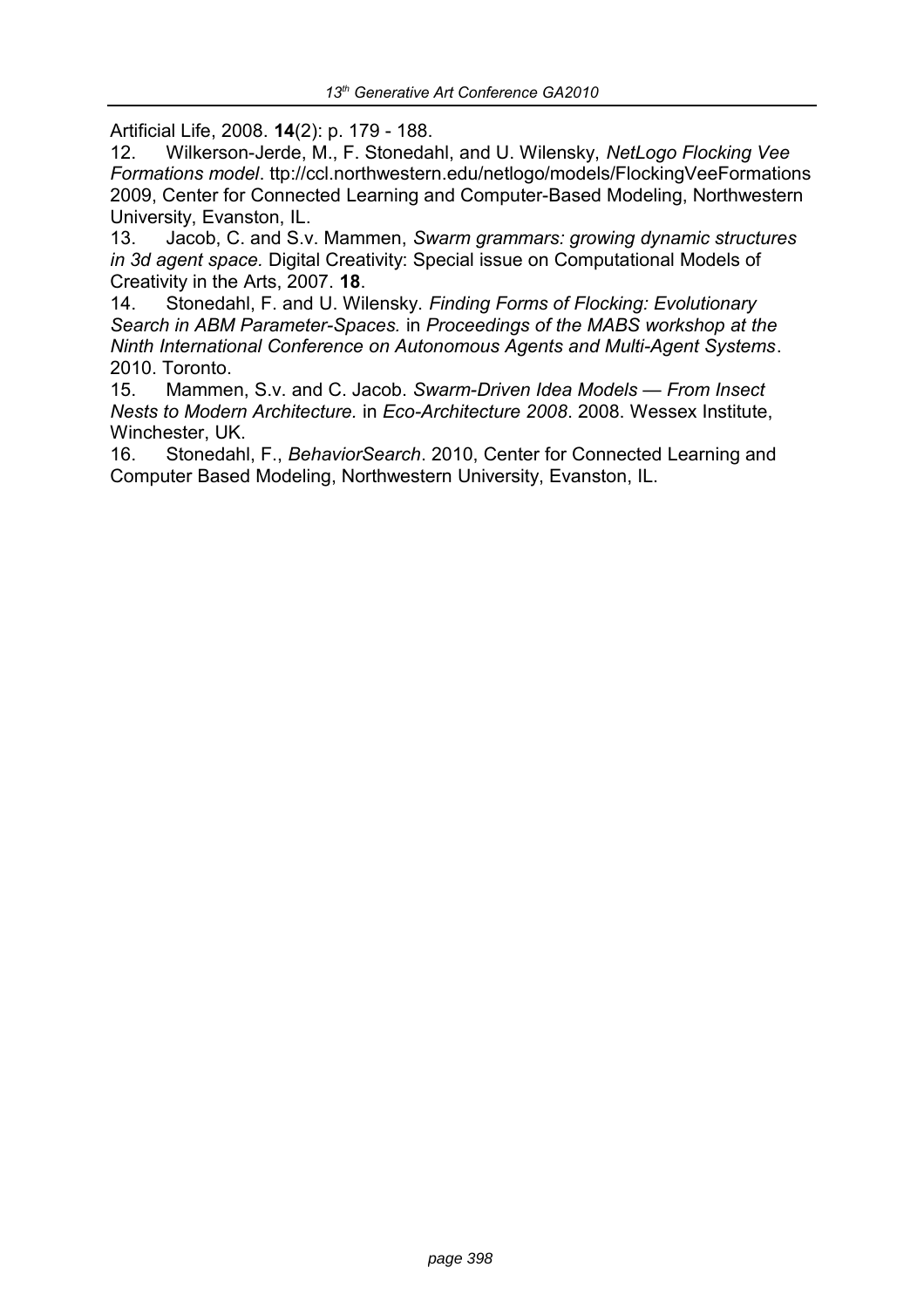Artificial Life, 2008. **14**(2): p. 179 - 188.

12. Wilkerson-Jerde, M., F. Stonedahl, and U. Wilensky, *NetLogo Flocking Vee Formations model*. ttp://ccl.northwestern.edu/netlogo/models/FlockingVeeFormations 2009, Center for Connected Learning and Computer-Based Modeling, Northwestern University, Evanston, IL.
13. Jacob, C. and S.v. Mammen, *Swarm grammars: growing dynamic structures in 3d agent space.* Digital Creativity: Special issue on Computational Models of Creativity in the Arts, 2007. **18**.
14. Stonedahl, F. and U. Wilensky. *Finding Forms of Flocking: Evolutionary Search in ABM Parameter-Spaces.* in *Proceedings of the MABS workshop at the Ninth International Conference on Autonomous Agents and Multi-Agent Systems*. 2010. Toronto.
15. Mammen, S.v. and C. Jacob. *Swarm-Driven Idea Models — From Insect Nests to Modern Architecture.* in *Eco-Architecture 2008*. 2008. Wessex Institute, Winchester, UK.
16. Stonedahl, F., *BehaviorSearch*. 2010, Center for Connected Learning and Computer Based Modeling, Northwestern University, Evanston, IL.